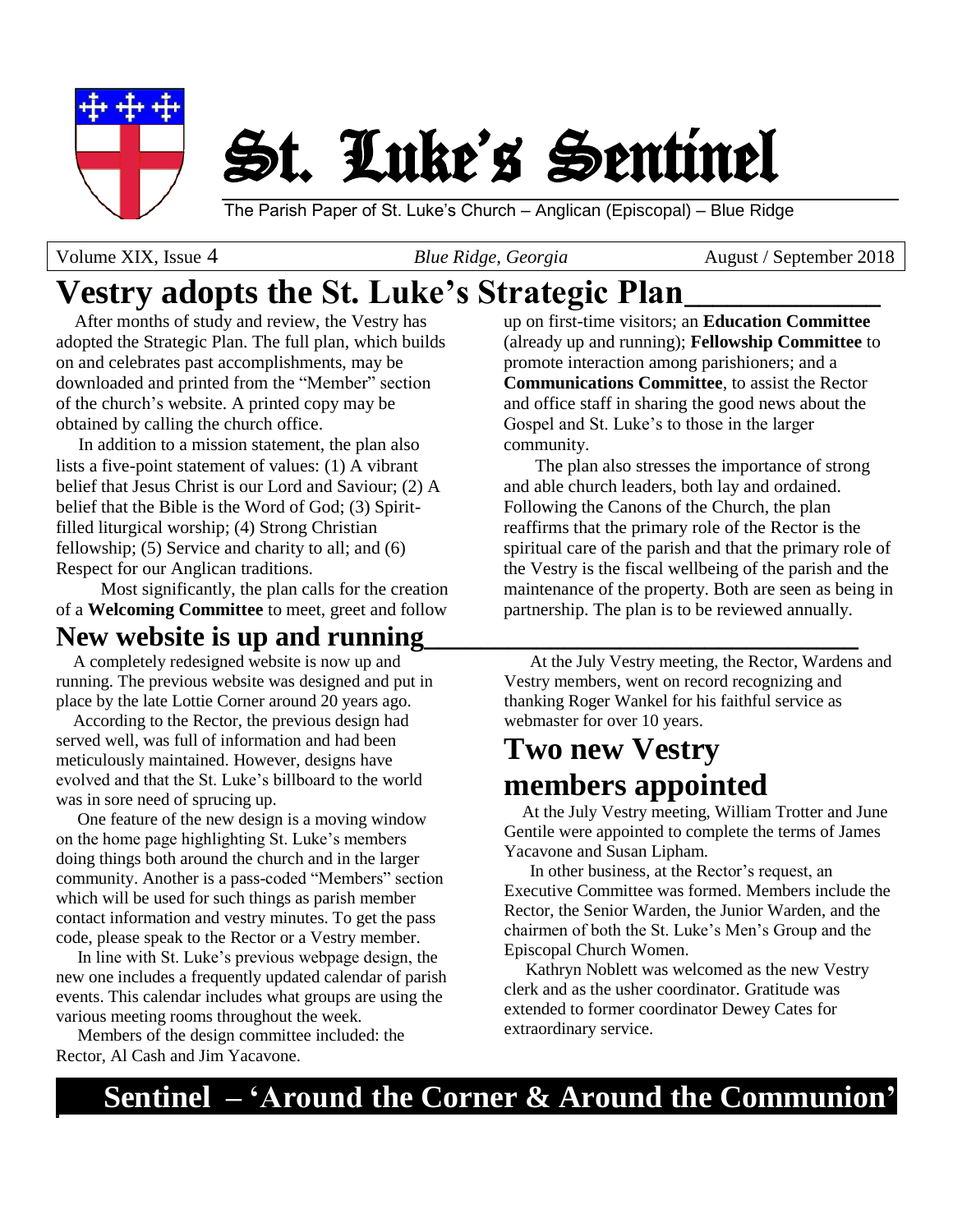# St. Luke's Sentinel

The Parish Paper of St. Luke's Church – Anglican (Episcopal) – Blue Ridge

Volume XIX, Issue 4 | *Blue Ridge, Georgia* | August / September 2018

## Vestry adopts the St. Luke's Strategic Plan

After months of study and review, the Vestry has adopted the Strategic Plan. The full plan, which builds on and celebrates past accomplishments, may be downloaded and printed from the "Member" section of the church's website. A printed copy may be obtained by calling the church office.

In addition to a mission statement, the plan also lists a five-point statement of values: (1) A vibrant belief that Jesus Christ is our Lord and Saviour; (2) A belief that the Bible is the Word of God; (3) Spirit-filled liturgical worship; (4) Strong Christian fellowship; (5) Service and charity to all; and (6) Respect for our Anglican traditions.

Most significantly, the plan calls for the creation of a **Welcoming Committee** to meet, greet and follow up on first-time visitors; an **Education Committee** (already up and running); **Fellowship Committee** to promote interaction among parishioners; and a **Communications Committee**, to assist the Rector and office staff in sharing the good news about the Gospel and St. Luke's to those in the larger community.

The plan also stresses the importance of strong and able church leaders, both lay and ordained. Following the Canons of the Church, the plan reaffirms that the primary role of the Rector is the spiritual care of the parish and that the primary role of the Vestry is the fiscal wellbeing of the parish and the maintenance of the property. Both are seen as being in partnership. The plan is to be reviewed annually.

## New website is up and running

A completely redesigned website is now up and running. The previous website was designed and put in place by the late Lottie Corner around 20 years ago.

According to the Rector, the previous design had served well, was full of information and had been meticulously maintained. However, designs have evolved and that the St. Luke's billboard to the world was in sore need of sprucing up.

One feature of the new design is a moving window on the home page highlighting St. Luke's members doing things both around the church and in the larger community. Another is a pass-coded "Members" section which will be used for such things as parish member contact information and vestry minutes. To get the pass code, please speak to the Rector or a Vestry member.

In line with St. Luke's previous webpage design, the new one includes a frequently updated calendar of parish events. This calendar includes what groups are using the various meeting rooms throughout the week.

Members of the design committee included: the Rector, Al Cash and Jim Yacavone.

At the July Vestry meeting, the Rector, Wardens and Vestry members, went on record recognizing and thanking Roger Wankel for his faithful service as webmaster for over 10 years.

## Two new Vestry members appointed

At the July Vestry meeting, William Trotter and June Gentile were appointed to complete the terms of James Yacavone and Susan Lipham.

In other business, at the Rector's request, an Executive Committee was formed. Members include the Rector, the Senior Warden, the Junior Warden, and the chairmen of both the St. Luke's Men's Group and the Episcopal Church Women.

Kathryn Noblett was welcomed as the new Vestry clerk and as the usher coordinator. Gratitude was extended to former coordinator Dewey Cates for extraordinary service.

## Sentinel – 'Around the Corner & Around the Communion'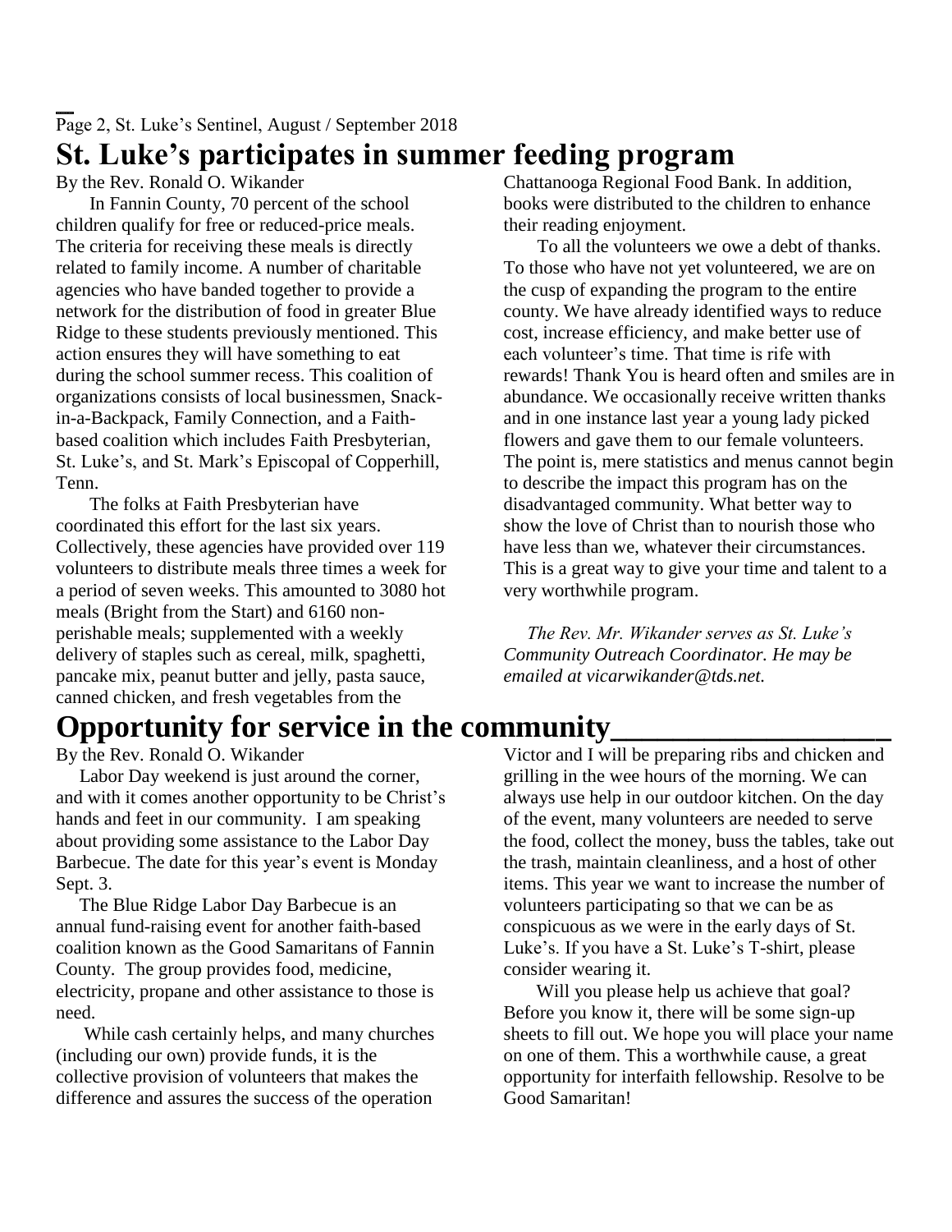# St. Luke's participates in summer feeding program

By the Rev. Ronald O. Wikander

In Fannin County, 70 percent of the school children qualify for free or reduced-price meals. The criteria for receiving these meals is directly related to family income. A number of charitable agencies who have banded together to provide a network for the distribution of food in greater Blue Ridge to these students previously mentioned. This action ensures they will have something to eat during the school summer recess. This coalition of organizations consists of local businessmen, Snack-in-a-Backpack, Family Connection, and a Faith-based coalition which includes Faith Presbyterian, St. Luke's, and St. Mark's Episcopal of Copperhill, Tenn.

The folks at Faith Presbyterian have coordinated this effort for the last six years. Collectively, these agencies have provided over 119 volunteers to distribute meals three times a week for a period of seven weeks. This amounted to 3080 hot meals (Bright from the Start) and 6160 non-perishable meals; supplemented with a weekly delivery of staples such as cereal, milk, spaghetti, pancake mix, peanut butter and jelly, pasta sauce, canned chicken, and fresh vegetables from the Chattanooga Regional Food Bank. In addition, books were distributed to the children to enhance their reading enjoyment.

To all the volunteers we owe a debt of thanks. To those who have not yet volunteered, we are on the cusp of expanding the program to the entire county. We have already identified ways to reduce cost, increase efficiency, and make better use of each volunteer's time. That time is rife with rewards! Thank You is heard often and smiles are in abundance. We occasionally receive written thanks and in one instance last year a young lady picked flowers and gave them to our female volunteers. The point is, mere statistics and menus cannot begin to describe the impact this program has on the disadvantaged community. What better way to show the love of Christ than to nourish those who have less than we, whatever their circumstances. This is a great way to give your time and talent to a very worthwhile program.

*The Rev. Mr. Wikander serves as St. Luke's Community Outreach Coordinator. He may be emailed at vicarwikander@tds.net.*

# Opportunity for service in the community

By the Rev. Ronald O. Wikander

Labor Day weekend is just around the corner, and with it comes another opportunity to be Christ's hands and feet in our community. I am speaking about providing some assistance to the Labor Day Barbecue. The date for this year's event is Monday Sept. 3.

The Blue Ridge Labor Day Barbecue is an annual fund-raising event for another faith-based coalition known as the Good Samaritans of Fannin County. The group provides food, medicine, electricity, propane and other assistance to those is need.

While cash certainly helps, and many churches (including our own) provide funds, it is the collective provision of volunteers that makes the difference and assures the success of the operation Victor and I will be preparing ribs and chicken and grilling in the wee hours of the morning. We can always use help in our outdoor kitchen. On the day of the event, many volunteers are needed to serve the food, collect the money, buss the tables, take out the trash, maintain cleanliness, and a host of other items. This year we want to increase the number of volunteers participating so that we can be as conspicuous as we were in the early days of St. Luke's. If you have a St. Luke's T-shirt, please consider wearing it.

Will you please help us achieve that goal? Before you know it, there will be some sign-up sheets to fill out. We hope you will place your name on one of them. This a worthwhile cause, a great opportunity for interfaith fellowship. Resolve to be Good Samaritan!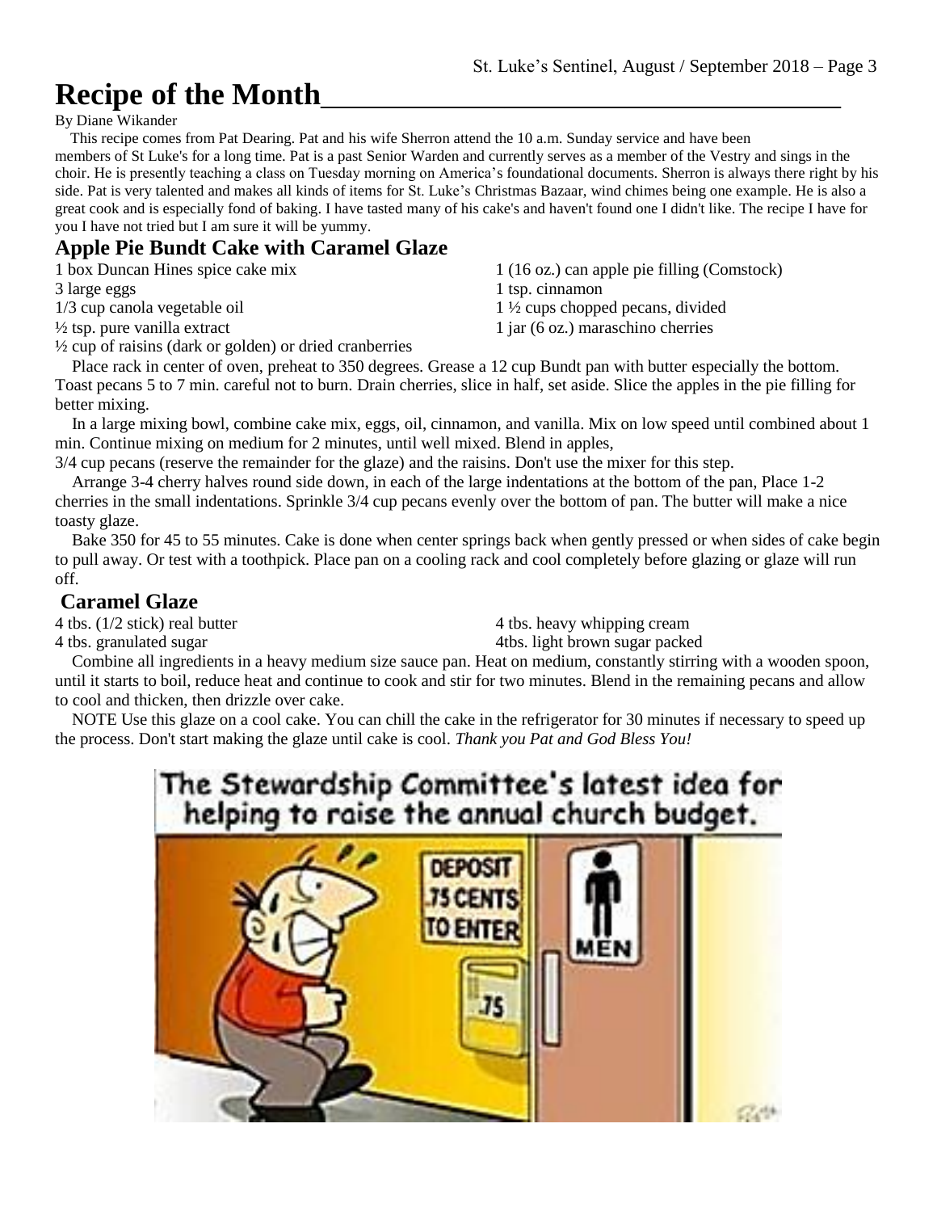# Recipe of the Month

By Diane Wikander

This recipe comes from Pat Dearing. Pat and his wife Sherron attend the 10 a.m. Sunday service and have been members of St Luke's for a long time. Pat is a past Senior Warden and currently serves as a member of the Vestry and sings in the choir. He is presently teaching a class on Tuesday morning on America's foundational documents. Sherron is always there right by his side. Pat is very talented and makes all kinds of items for St. Luke's Christmas Bazaar, wind chimes being one example. He is also a great cook and is especially fond of baking. I have tasted many of his cake's and haven't found one I didn't like. The recipe I have for you I have not tried but I am sure it will be yummy.

## Apple Pie Bundt Cake with Caramel Glaze

1 box Duncan Hines spice cake mix
3 large eggs
1/3 cup canola vegetable oil
½ tsp. pure vanilla extract
½ cup of raisins (dark or golden) or dried cranberries
1 (16 oz.) can apple pie filling (Comstock)
1 tsp. cinnamon
1 ½ cups chopped pecans, divided
1 jar (6 oz.) maraschino cherries

Place rack in center of oven, preheat to 350 degrees. Grease a 12 cup Bundt pan with butter especially the bottom. Toast pecans 5 to 7 min. careful not to burn. Drain cherries, slice in half, set aside. Slice the apples in the pie filling for better mixing.

In a large mixing bowl, combine cake mix, eggs, oil, cinnamon, and vanilla. Mix on low speed until combined about 1 min. Continue mixing on medium for 2 minutes, until well mixed. Blend in apples, 3/4 cup pecans (reserve the remainder for the glaze) and the raisins. Don't use the mixer for this step.

Arrange 3-4 cherry halves round side down, in each of the large indentations at the bottom of the pan, Place 1-2 cherries in the small indentations. Sprinkle 3/4 cup pecans evenly over the bottom of pan. The butter will make a nice toasty glaze.

Bake 350 for 45 to 55 minutes. Cake is done when center springs back when gently pressed or when sides of cake begin to pull away. Or test with a toothpick. Place pan on a cooling rack and cool completely before glazing or glaze will run off.

## Caramel Glaze

4 tbs. (1/2 stick) real butter
4 tbs. granulated sugar
4 tbs. heavy whipping cream
4tbs. light brown sugar packed

Combine all ingredients in a heavy medium size sauce pan. Heat on medium, constantly stirring with a wooden spoon, until it starts to boil, reduce heat and continue to cook and stir for two minutes. Blend in the remaining pecans and allow to cool and thicken, then drizzle over cake.

NOTE Use this glaze on a cool cake. You can chill the cake in the refrigerator for 30 minutes if necessary to speed up the process. Don't start making the glaze until cake is cool. *Thank you Pat and God Bless You!*

The Stewardship Committee's latest idea for helping to raise the annual church budget.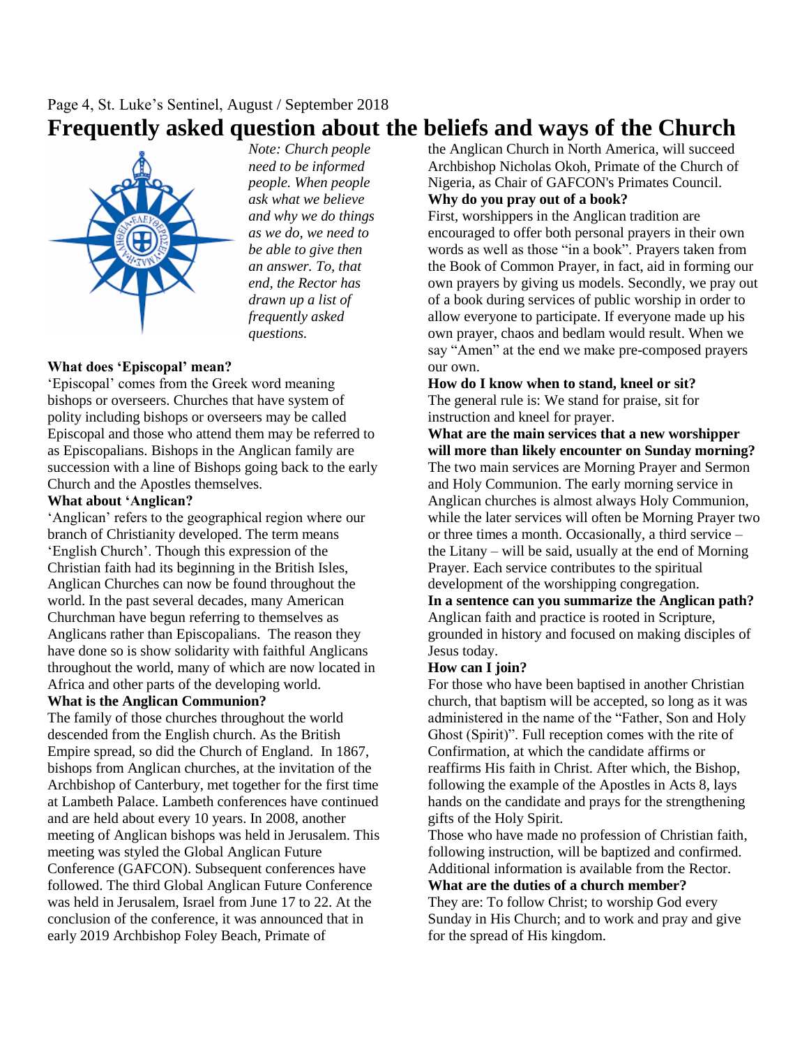# Frequently asked question about the beliefs and ways of the Church

*Note: Church people need to be informed people. When people ask what we believe and why we do things as we do, we need to be able to give then an answer. To, that end, the Rector has drawn up a list of frequently asked questions.*

**What does 'Episcopal' mean?**
'Episcopal' comes from the Greek word meaning bishops or overseers. Churches that have system of polity including bishops or overseers may be called Episcopal and those who attend them may be referred to as Episcopalians. Bishops in the Anglican family are succession with a line of Bishops going back to the early Church and the Apostles themselves.

**What about 'Anglican?**
'Anglican' refers to the geographical region where our branch of Christianity developed. The term means 'English Church'. Though this expression of the Christian faith had its beginning in the British Isles, Anglican Churches can now be found throughout the world. In the past several decades, many American Churchman have begun referring to themselves as Anglicans rather than Episcopalians. The reason they have done so is show solidarity with faithful Anglicans throughout the world, many of which are now located in Africa and other parts of the developing world.

**What is the Anglican Communion?**
The family of those churches throughout the world descended from the English church. As the British Empire spread, so did the Church of England. In 1867, bishops from Anglican churches, at the invitation of the Archbishop of Canterbury, met together for the first time at Lambeth Palace. Lambeth conferences have continued and are held about every 10 years. In 2008, another meeting of Anglican bishops was held in Jerusalem. This meeting was styled the Global Anglican Future Conference (GAFCON). Subsequent conferences have followed. The third Global Anglican Future Conference was held in Jerusalem, Israel from June 17 to 22. At the conclusion of the conference, it was announced that in early 2019 Archbishop Foley Beach, Primate of the Anglican Church in North America, will succeed Archbishop Nicholas Okoh, Primate of the Church of Nigeria, as Chair of GAFCON's Primates Council.

**Why do you pray out of a book?**
First, worshippers in the Anglican tradition are encouraged to offer both personal prayers in their own words as well as those "in a book". Prayers taken from the Book of Common Prayer, in fact, aid in forming our own prayers by giving us models. Secondly, we pray out of a book during services of public worship in order to allow everyone to participate. If everyone made up his own prayer, chaos and bedlam would result. When we say "Amen" at the end we make pre-composed prayers our own.

**How do I know when to stand, kneel or sit?**
The general rule is: We stand for praise, sit for instruction and kneel for prayer.

**What are the main services that a new worshipper will more than likely encounter on Sunday morning?**
The two main services are Morning Prayer and Sermon and Holy Communion. The early morning service in Anglican churches is almost always Holy Communion, while the later services will often be Morning Prayer two or three times a month. Occasionally, a third service – the Litany – will be said, usually at the end of Morning Prayer. Each service contributes to the spiritual development of the worshipping congregation.

**In a sentence can you summarize the Anglican path?**
Anglican faith and practice is rooted in Scripture, grounded in history and focused on making disciples of Jesus today.

**How can I join?**
For those who have been baptised in another Christian church, that baptism will be accepted, so long as it was administered in the name of the "Father, Son and Holy Ghost (Spirit)". Full reception comes with the rite of Confirmation, at which the candidate affirms or reaffirms His faith in Christ. After which, the Bishop, following the example of the Apostles in Acts 8, lays hands on the candidate and prays for the strengthening gifts of the Holy Spirit.
Those who have made no profession of Christian faith, following instruction, will be baptized and confirmed. Additional information is available from the Rector.

**What are the duties of a church member?**
They are: To follow Christ; to worship God every Sunday in His Church; and to work and pray and give for the spread of His kingdom.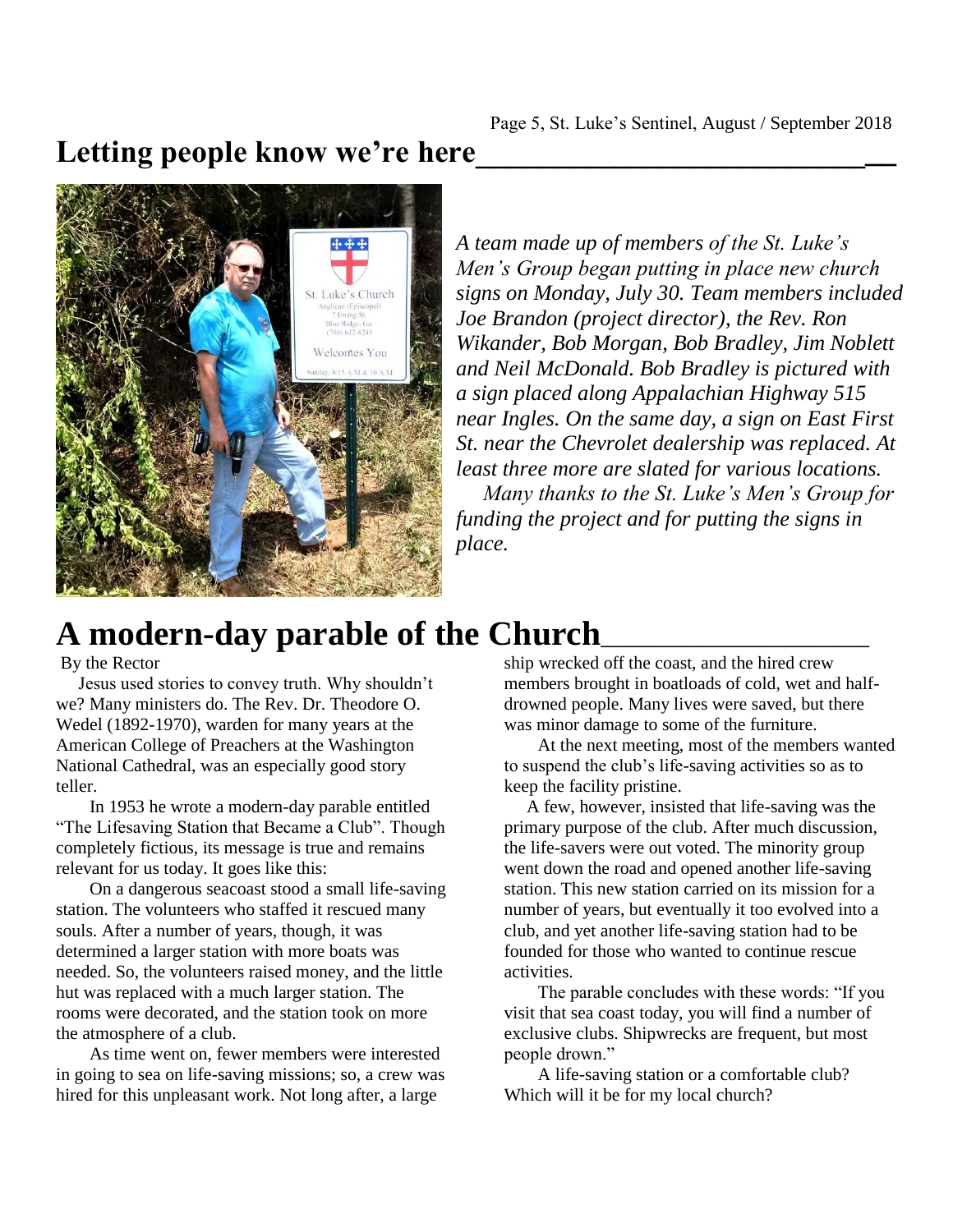## Letting people know we're here

*A team made up of members of the St. Luke's Men's Group began putting in place new church signs on Monday, July 30. Team members included Joe Brandon (project director), the Rev. Ron Wikander, Bob Morgan, Bob Bradley, Jim Noblett and Neil McDonald. Bob Bradley is pictured with a sign placed along Appalachian Highway 515 near Ingles. On the same day, a sign on East First St. near the Chevrolet dealership was replaced. At least three more are slated for various locations.*

*Many thanks to the St. Luke's Men's Group for funding the project and for putting the signs in place.*

## A modern-day parable of the Church

By the Rector

Jesus used stories to convey truth. Why shouldn't we? Many ministers do. The Rev. Dr. Theodore O. Wedel (1892-1970), warden for many years at the American College of Preachers at the Washington National Cathedral, was an especially good story teller.

In 1953 he wrote a modern-day parable entitled "The Lifesaving Station that Became a Club". Though completely fictious, its message is true and remains relevant for us today. It goes like this:

On a dangerous seacoast stood a small life-saving station. The volunteers who staffed it rescued many souls. After a number of years, though, it was determined a larger station with more boats was needed. So, the volunteers raised money, and the little hut was replaced with a much larger station. The rooms were decorated, and the station took on more the atmosphere of a club.

As time went on, fewer members were interested in going to sea on life-saving missions; so, a crew was hired for this unpleasant work. Not long after, a large ship wrecked off the coast, and the hired crew members brought in boatloads of cold, wet and half-drowned people. Many lives were saved, but there was minor damage to some of the furniture.

At the next meeting, most of the members wanted to suspend the club's life-saving activities so as to keep the facility pristine.

A few, however, insisted that life-saving was the primary purpose of the club. After much discussion, the life-savers were out voted. The minority group went down the road and opened another life-saving station. This new station carried on its mission for a number of years, but eventually it too evolved into a club, and yet another life-saving station had to be founded for those who wanted to continue rescue activities.

The parable concludes with these words: "If you visit that sea coast today, you will find a number of exclusive clubs. Shipwrecks are frequent, but most people drown."

A life-saving station or a comfortable club? Which will it be for my local church?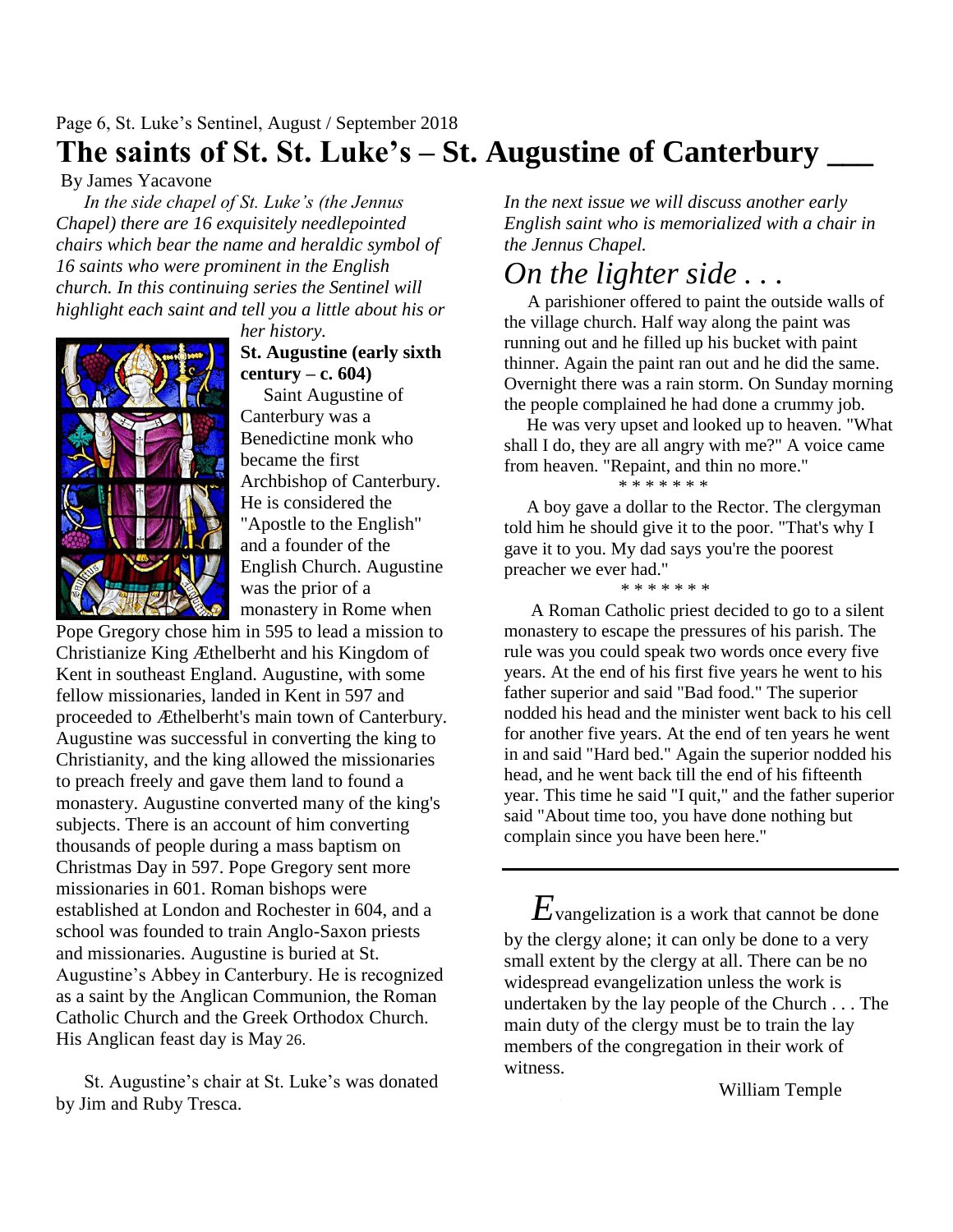# The saints of St. St. Luke's – St. Augustine of Canterbury ___

By James Yacavone

*In the side chapel of St. Luke's (the Jennus Chapel) there are 16 exquisitely needlepointed chairs which bear the name and heraldic symbol of 16 saints who were prominent in the English church. In this continuing series the Sentinel will highlight each saint and tell you a little about his or her history.*

**St. Augustine (early sixth century – c. 604)**

Saint Augustine of Canterbury was a Benedictine monk who became the first Archbishop of Canterbury. He is considered the "Apostle to the English" and a founder of the English Church. Augustine was the prior of a monastery in Rome when Pope Gregory chose him in 595 to lead a mission to Christianize King Æthelberht and his Kingdom of Kent in southeast England. Augustine, with some fellow missionaries, landed in Kent in 597 and proceeded to Æthelberht's main town of Canterbury. Augustine was successful in converting the king to Christianity, and the king allowed the missionaries to preach freely and gave them land to found a monastery. Augustine converted many of the king's subjects. There is an account of him converting thousands of people during a mass baptism on Christmas Day in 597. Pope Gregory sent more missionaries in 601. Roman bishops were established at London and Rochester in 604, and a school was founded to train Anglo-Saxon priests and missionaries. Augustine is buried at St. Augustine's Abbey in Canterbury. He is recognized as a saint by the Anglican Communion, the Roman Catholic Church and the Greek Orthodox Church. His Anglican feast day is May 26.

St. Augustine's chair at St. Luke's was donated by Jim and Ruby Tresca.

*In the next issue we will discuss another early English saint who is memorialized with a chair in the Jennus Chapel.*

## *On the lighter side . . .*

A parishioner offered to paint the outside walls of the village church. Half way along the paint was running out and he filled up his bucket with paint thinner. Again the paint ran out and he did the same. Overnight there was a rain storm. On Sunday morning the people complained he had done a crummy job.

He was very upset and looked up to heaven. "What shall I do, they are all angry with me?" A voice came from heaven. "Repaint, and thin no more."

\* \* \* \* \* \* \*

A boy gave a dollar to the Rector. The clergyman told him he should give it to the poor. "That's why I gave it to you. My dad says you're the poorest preacher we ever had."

\* \* \* \* \* \* \*

A Roman Catholic priest decided to go to a silent monastery to escape the pressures of his parish. The rule was you could speak two words once every five years. At the end of his first five years he went to his father superior and said "Bad food." The superior nodded his head and the minister went back to his cell for another five years. At the end of ten years he went in and said "Hard bed." Again the superior nodded his head, and he went back till the end of his fifteenth year. This time he said "I quit," and the father superior said "About time too, you have done nothing but complain since you have been here."

---

*E*vangelization is a work that cannot be done by the clergy alone; it can only be done to a very small extent by the clergy at all. There can be no widespread evangelization unless the work is undertaken by the lay people of the Church . . . The main duty of the clergy must be to train the lay members of the congregation in their work of witness.

William Temple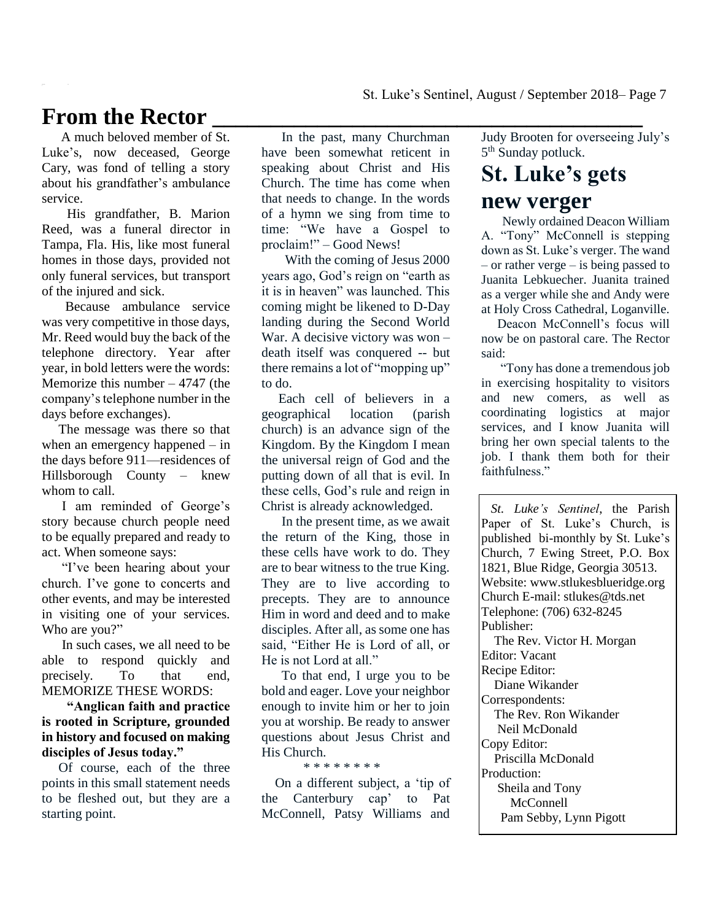# From the Rector

A much beloved member of St. Luke's, now deceased, George Cary, was fond of telling a story about his grandfather's ambulance service.

His grandfather, B. Marion Reed, was a funeral director in Tampa, Fla. His, like most funeral homes in those days, provided not only funeral services, but transport of the injured and sick.

Because ambulance service was very competitive in those days, Mr. Reed would buy the back of the telephone directory. Year after year, in bold letters were the words: Memorize this number – 4747 (the company's telephone number in the days before exchanges).

The message was there so that when an emergency happened – in the days before 911—residences of Hillsborough County – knew whom to call.

I am reminded of George's story because church people need to be equally prepared and ready to act. When someone says:

"I've been hearing about your church. I've gone to concerts and other events, and may be interested in visiting one of your services. Who are you?"

In such cases, we all need to be able to respond quickly and precisely. To that end, MEMORIZE THESE WORDS:

**"Anglican faith and practice is rooted in Scripture, grounded in history and focused on making disciples of Jesus today."**

Of course, each of the three points in this small statement needs to be fleshed out, but they are a starting point.

In the past, many Churchman have been somewhat reticent in speaking about Christ and His Church. The time has come when that needs to change. In the words of a hymn we sing from time to time: "We have a Gospel to proclaim!" – Good News!

With the coming of Jesus 2000 years ago, God's reign on "earth as it is in heaven" was launched. This coming might be likened to D-Day landing during the Second World War. A decisive victory was won – death itself was conquered -- but there remains a lot of "mopping up" to do.

Each cell of believers in a geographical location (parish church) is an advance sign of the Kingdom. By the Kingdom I mean the universal reign of God and the putting down of all that is evil. In these cells, God's rule and reign in Christ is already acknowledged.

In the present time, as we await the return of the King, those in these cells have work to do. They are to bear witness to the true King. They are to live according to precepts. They are to announce Him in word and deed and to make disciples. After all, as some one has said, "Either He is Lord of all, or He is not Lord at all."

To that end, I urge you to be bold and eager. Love your neighbor enough to invite him or her to join you at worship. Be ready to answer questions about Jesus Christ and His Church.

\* \* \* \* \* \* \* \*

On a different subject, a 'tip of the Canterbury cap' to Pat McConnell, Patsy Williams and Judy Brooten for overseeing July's 5th Sunday potluck.

# St. Luke's gets new verger

Newly ordained Deacon William A. "Tony" McConnell is stepping down as St. Luke's verger. The wand – or rather verge – is being passed to Juanita Lebkuecher. Juanita trained as a verger while she and Andy were at Holy Cross Cathedral, Loganville.

Deacon McConnell's focus will now be on pastoral care. The Rector said:

"Tony has done a tremendous job in exercising hospitality to visitors and new comers, as well as coordinating logistics at major services, and I know Juanita will bring her own special talents to the job. I thank them both for their faithfulness."

---

*St. Luke's Sentinel*, the Parish Paper of St. Luke's Church, is published bi-monthly by St. Luke's Church, 7 Ewing Street, P.O. Box 1821, Blue Ridge, Georgia 30513.
Website: www.stlukesblueridge.org
Church E-mail: stlukes@tds.net
Telephone: (706) 632-8245

Publisher:
The Rev. Victor H. Morgan

Editor: Vacant

Recipe Editor:
Diane Wikander

Correspondents:
The Rev. Ron Wikander
Neil McDonald

Copy Editor:
Priscilla McDonald

Production:
Sheila and Tony McConnell
Pam Sebby, Lynn Pigott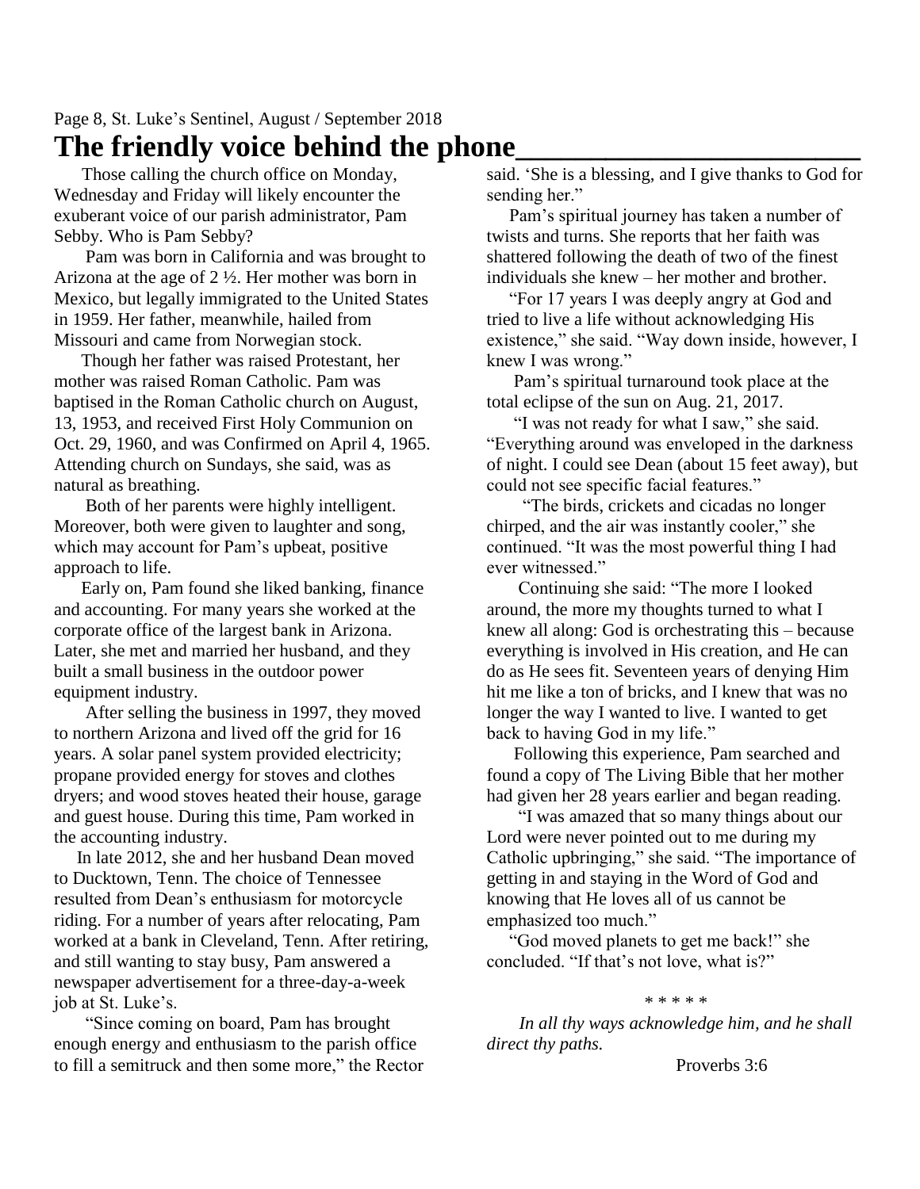# The friendly voice behind the phone

Those calling the church office on Monday, Wednesday and Friday will likely encounter the exuberant voice of our parish administrator, Pam Sebby. Who is Pam Sebby?

Pam was born in California and was brought to Arizona at the age of 2 ½. Her mother was born in Mexico, but legally immigrated to the United States in 1959. Her father, meanwhile, hailed from Missouri and came from Norwegian stock.

Though her father was raised Protestant, her mother was raised Roman Catholic. Pam was baptised in the Roman Catholic church on August, 13, 1953, and received First Holy Communion on Oct. 29, 1960, and was Confirmed on April 4, 1965. Attending church on Sundays, she said, was as natural as breathing.

Both of her parents were highly intelligent. Moreover, both were given to laughter and song, which may account for Pam's upbeat, positive approach to life.

Early on, Pam found she liked banking, finance and accounting. For many years she worked at the corporate office of the largest bank in Arizona. Later, she met and married her husband, and they built a small business in the outdoor power equipment industry.

After selling the business in 1997, they moved to northern Arizona and lived off the grid for 16 years. A solar panel system provided electricity; propane provided energy for stoves and clothes dryers; and wood stoves heated their house, garage and guest house. During this time, Pam worked in the accounting industry.

In late 2012, she and her husband Dean moved to Ducktown, Tenn. The choice of Tennessee resulted from Dean's enthusiasm for motorcycle riding. For a number of years after relocating, Pam worked at a bank in Cleveland, Tenn. After retiring, and still wanting to stay busy, Pam answered a newspaper advertisement for a three-day-a-week job at St. Luke's.

"Since coming on board, Pam has brought enough energy and enthusiasm to the parish office to fill a semitruck and then some more," the Rector said. 'She is a blessing, and I give thanks to God for sending her."

Pam's spiritual journey has taken a number of twists and turns. She reports that her faith was shattered following the death of two of the finest individuals she knew – her mother and brother.

"For 17 years I was deeply angry at God and tried to live a life without acknowledging His existence," she said. "Way down inside, however, I knew I was wrong."

Pam's spiritual turnaround took place at the total eclipse of the sun on Aug. 21, 2017.

"I was not ready for what I saw," she said. "Everything around was enveloped in the darkness of night. I could see Dean (about 15 feet away), but could not see specific facial features."

"The birds, crickets and cicadas no longer chirped, and the air was instantly cooler," she continued. "It was the most powerful thing I had ever witnessed."

Continuing she said: "The more I looked around, the more my thoughts turned to what I knew all along: God is orchestrating this – because everything is involved in His creation, and He can do as He sees fit. Seventeen years of denying Him hit me like a ton of bricks, and I knew that was no longer the way I wanted to live. I wanted to get back to having God in my life."

Following this experience, Pam searched and found a copy of The Living Bible that her mother had given her 28 years earlier and began reading.

"I was amazed that so many things about our Lord were never pointed out to me during my Catholic upbringing," she said. "The importance of getting in and staying in the Word of God and knowing that He loves all of us cannot be emphasized too much."

"God moved planets to get me back!" she concluded. "If that's not love, what is?"

\* \* \* \* \*

*In all thy ways acknowledge him, and he shall direct thy paths.*

Proverbs 3:6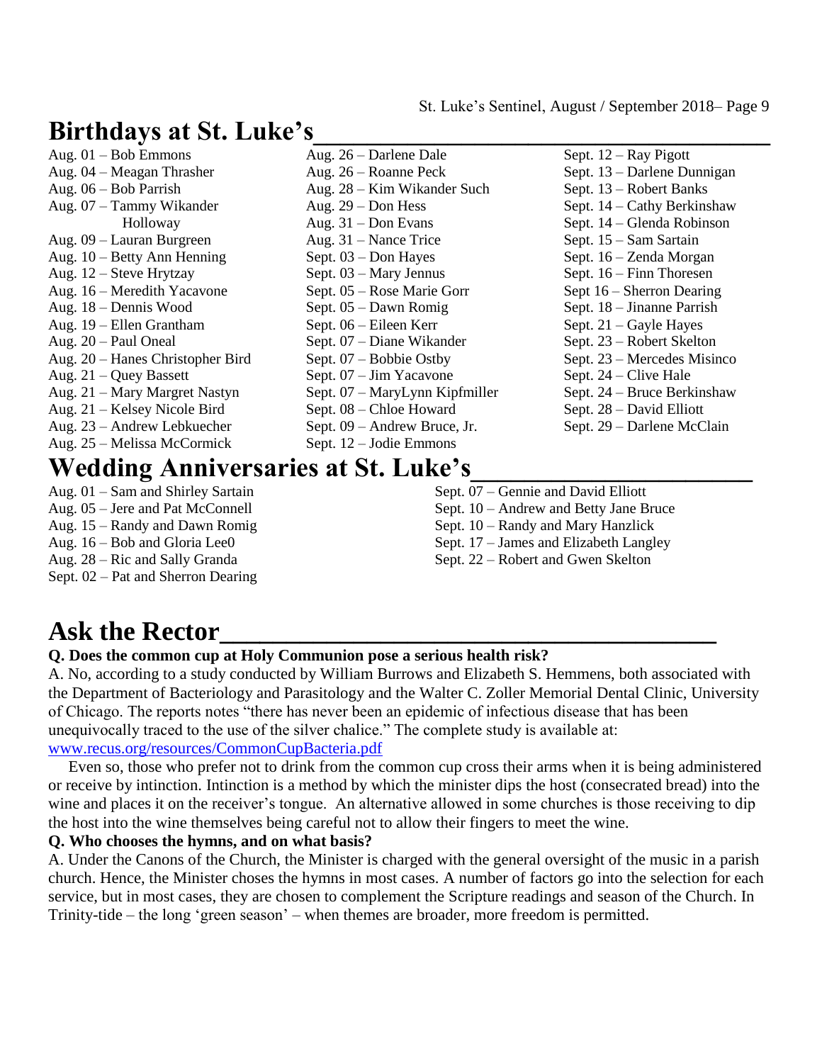## Birthdays at St. Luke's

Aug. 01 – Bob Emmons
Aug. 04 – Meagan Thrasher
Aug. 06 – Bob Parrish
Aug. 07 – Tammy Wikander Holloway
Aug. 09 – Lauran Burgreen
Aug. 10 – Betty Ann Henning
Aug. 12 – Steve Hrytzay
Aug. 16 – Meredith Yacavone
Aug. 18 – Dennis Wood
Aug. 19 – Ellen Grantham
Aug. 20 – Paul Oneal
Aug. 20 – Hanes Christopher Bird
Aug. 21 – Quey Bassett
Aug. 21 – Mary Margret Nastyn
Aug. 21 – Kelsey Nicole Bird
Aug. 23 – Andrew Lebkuecher
Aug. 25 – Melissa McCormick
Aug. 26 – Darlene Dale
Aug. 26 – Roanne Peck
Aug. 28 – Kim Wikander Such
Aug. 29 – Don Hess
Aug. 31 – Don Evans
Aug. 31 – Nance Trice
Sept. 03 – Don Hayes
Sept. 03 – Mary Jennus
Sept. 05 – Rose Marie Gorr
Sept. 05 – Dawn Romig
Sept. 06 – Eileen Kerr
Sept. 07 – Diane Wikander
Sept. 07 – Bobbie Ostby
Sept. 07 – Jim Yacavone
Sept. 07 – MaryLynn Kipfmiller
Sept. 08 – Chloe Howard
Sept. 09 – Andrew Bruce, Jr.
Sept. 12 – Jodie Emmons
Sept. 12 – Ray Pigott
Sept. 13 – Darlene Dunnigan
Sept. 13 – Robert Banks
Sept. 14 – Cathy Berkinshaw
Sept. 14 – Glenda Robinson
Sept. 15 – Sam Sartain
Sept. 16 – Zenda Morgan
Sept. 16 – Finn Thoresen
Sept 16 – Sherron Dearing
Sept. 18 – Jinanne Parrish
Sept. 21 – Gayle Hayes
Sept. 23 – Robert Skelton
Sept. 23 – Mercedes Misinco
Sept. 24 – Clive Hale
Sept. 24 – Bruce Berkinshaw
Sept. 28 – David Elliott
Sept. 29 – Darlene McClain

## Wedding Anniversaries at St. Luke's

Aug. 01 – Sam and Shirley Sartain
Aug. 05 – Jere and Pat McConnell
Aug. 15 – Randy and Dawn Romig
Aug. 16 – Bob and Gloria Lee0
Aug. 28 – Ric and Sally Granda
Sept. 02 – Pat and Sherron Dearing
Sept. 07 – Gennie and David Elliott
Sept. 10 – Andrew and Betty Jane Bruce
Sept. 10 – Randy and Mary Hanzlick
Sept. 17 – James and Elizabeth Langley
Sept. 22 – Robert and Gwen Skelton

## Ask the Rector

**Q. Does the common cup at Holy Communion pose a serious health risk?**

A. No, according to a study conducted by William Burrows and Elizabeth S. Hemmens, both associated with the Department of Bacteriology and Parasitology and the Walter C. Zoller Memorial Dental Clinic, University of Chicago. The reports notes "there has never been an epidemic of infectious disease that has been unequivocally traced to the use of the silver chalice." The complete study is available at: www.recus.org/resources/CommonCupBacteria.pdf

Even so, those who prefer not to drink from the common cup cross their arms when it is being administered or receive by intinction. Intinction is a method by which the minister dips the host (consecrated bread) into the wine and places it on the receiver's tongue. An alternative allowed in some churches is those receiving to dip the host into the wine themselves being careful not to allow their fingers to meet the wine.

**Q. Who chooses the hymns, and on what basis?**

A. Under the Canons of the Church, the Minister is charged with the general oversight of the music in a parish church. Hence, the Minister choses the hymns in most cases. A number of factors go into the selection for each service, but in most cases, they are chosen to complement the Scripture readings and season of the Church. In Trinity-tide – the long 'green season' – when themes are broader, more freedom is permitted.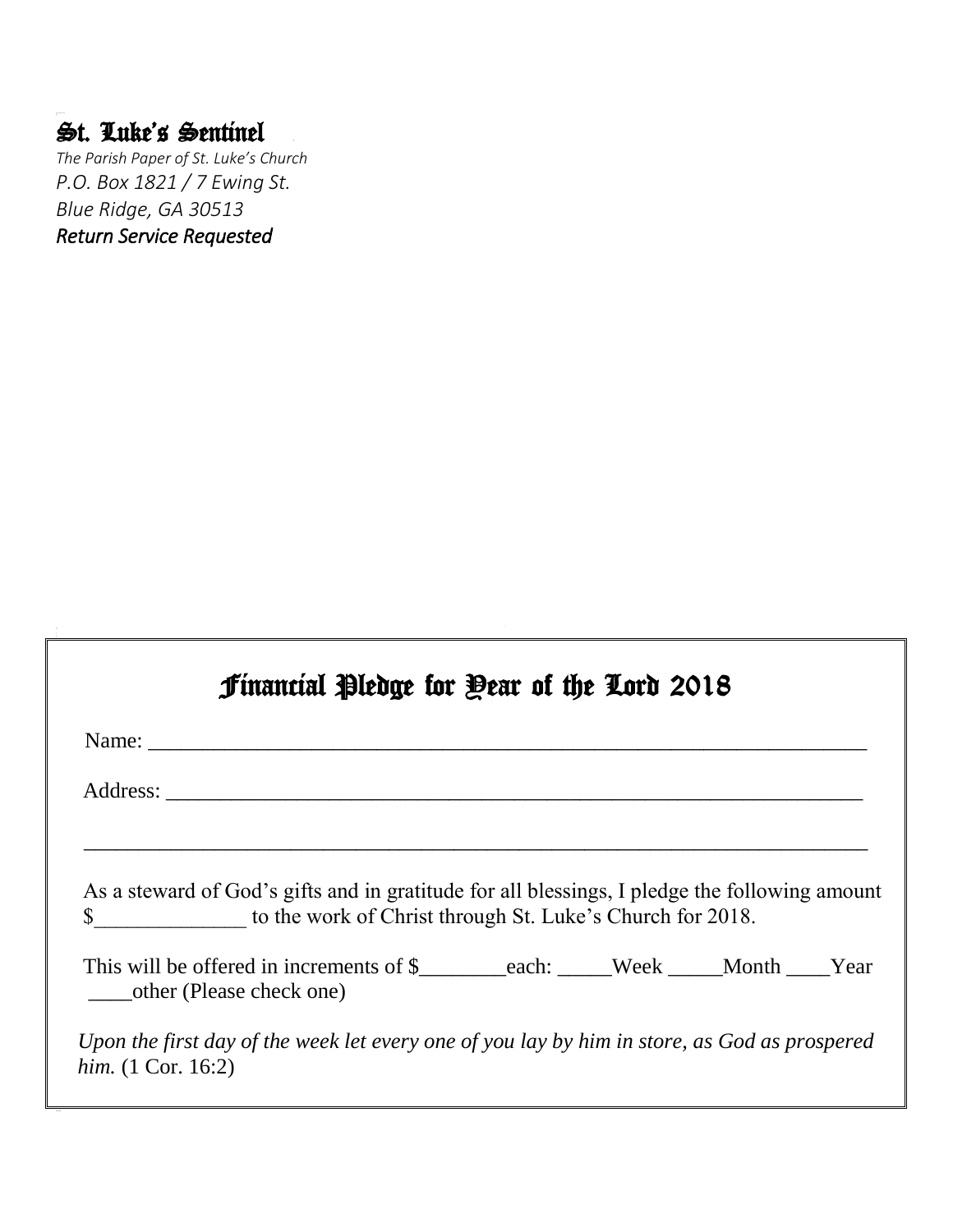St. Luke's Sentinel

*The Parish Paper of St. Luke's Church*

*P.O. Box 1821 / 7 Ewing St.*

*Blue Ridge, GA 30513*

***Return Service Requested***

## Financial Pledge for Year of the Lord 2018

Name: ___________________________________________________________________

Address: _________________________________________________________________

_________________________________________________________________________

As a steward of God's gifts and in gratitude for all blessings, I pledge the following amount $______________ to the work of Christ through St. Luke's Church for 2018.

This will be offered in increments of $________each: _____Week _____Month ____Year ____other (Please check one)

*Upon the first day of the week let every one of you lay by him in store, as God as prospered him.* (1 Cor. 16:2)